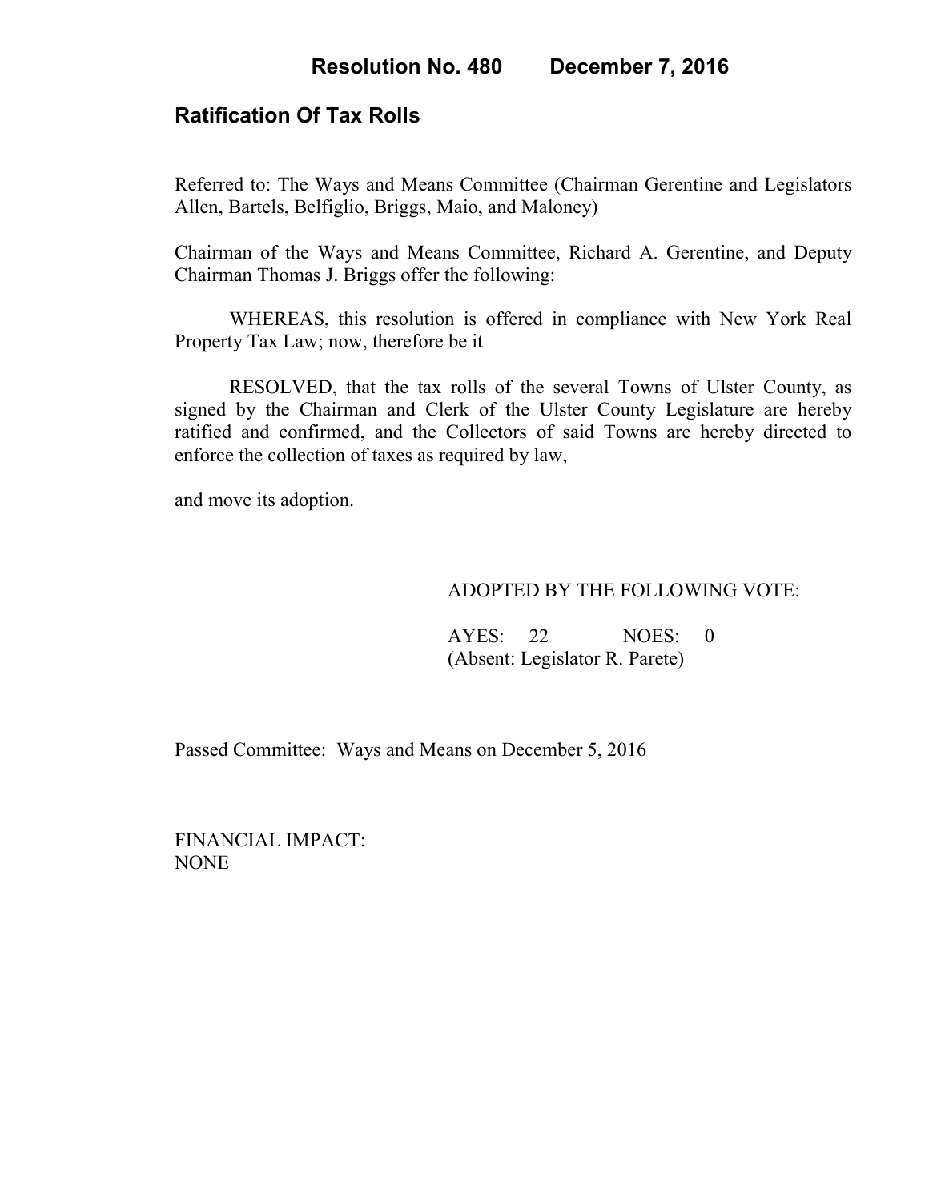# Resolution No. 480 December 7, 2016

## Ratification Of Tax Rolls

Referred to: The Ways and Means Committee (Chairman Gerentine and Legislators Allen, Bartels, Belfiglio, Briggs, Maio, and Maloney)

Chairman of the Ways and Means Committee, Richard A. Gerentine, and Deputy Chairman Thomas J. Briggs offer the following:

WHEREAS, this resolution is offered in compliance with New York Real Property Tax Law; now, therefore be it

RESOLVED, that the tax rolls of the several Towns of Ulster County, as signed by the Chairman and Clerk of the Ulster County Legislature are hereby ratified and confirmed, and the Collectors of said Towns are hereby directed to enforce the collection of taxes as required by law,

and move its adoption.

ADOPTED BY THE FOLLOWING VOTE:

AYES: 22 NOES: 0
(Absent: Legislator R. Parete)

Passed Committee: Ways and Means on December 5, 2016

FINANCIAL IMPACT:
NONE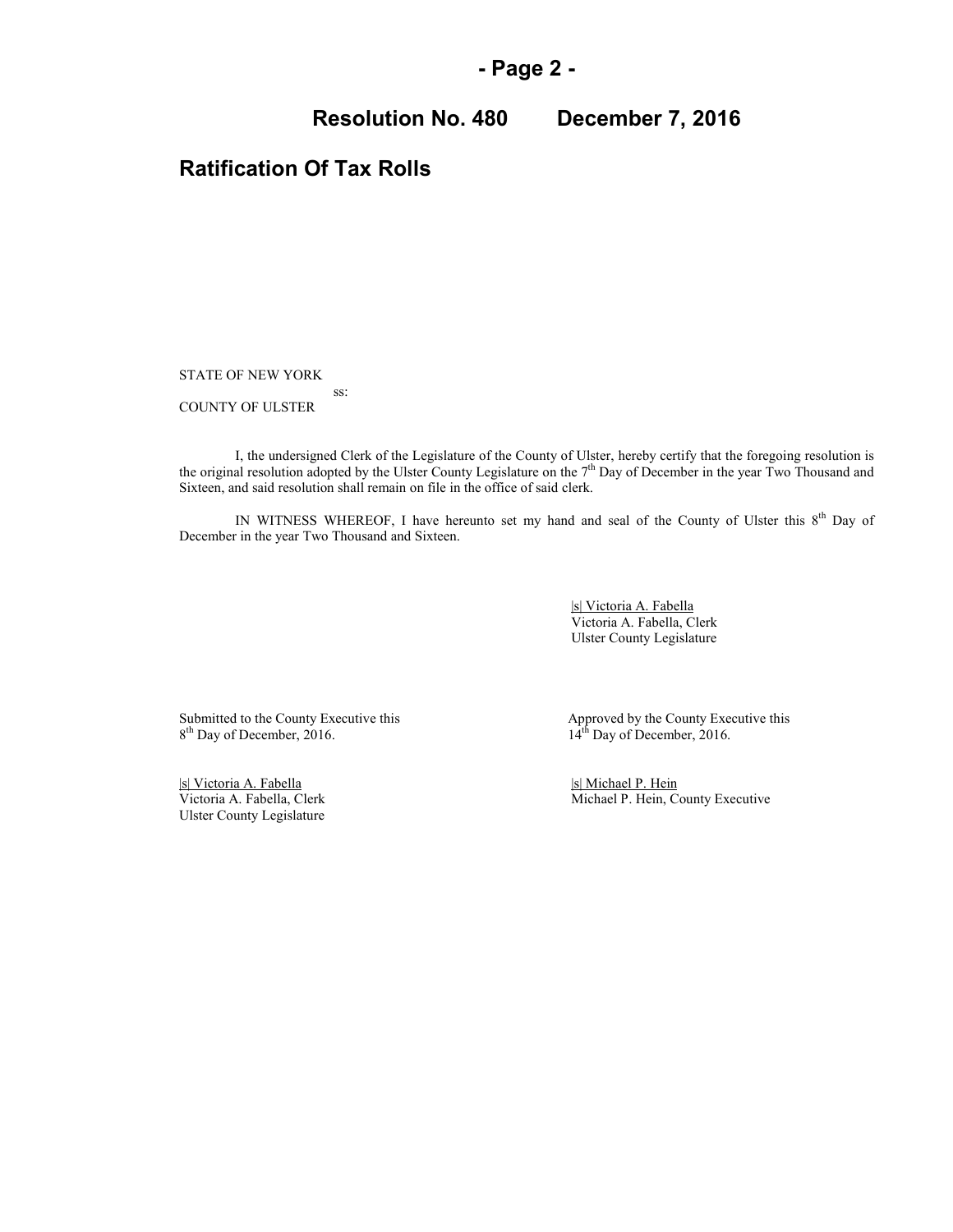## Resolution No. 480 December 7, 2016

## Ratification Of Tax Rolls

STATE OF NEW YORK
ss:
COUNTY OF ULSTER

I, the undersigned Clerk of the Legislature of the County of Ulster, hereby certify that the foregoing resolution is the original resolution adopted by the Ulster County Legislature on the 7th Day of December in the year Two Thousand and Sixteen, and said resolution shall remain on file in the office of said clerk.

IN WITNESS WHEREOF, I have hereunto set my hand and seal of the County of Ulster this 8th Day of December in the year Two Thousand and Sixteen.

|s| Victoria A. Fabella
Victoria A. Fabella, Clerk
Ulster County Legislature

Submitted to the County Executive this
8th Day of December, 2016.

|s| Victoria A. Fabella
Victoria A. Fabella, Clerk
Ulster County Legislature

Approved by the County Executive this
14th Day of December, 2016.

|s| Michael P. Hein
Michael P. Hein, County Executive